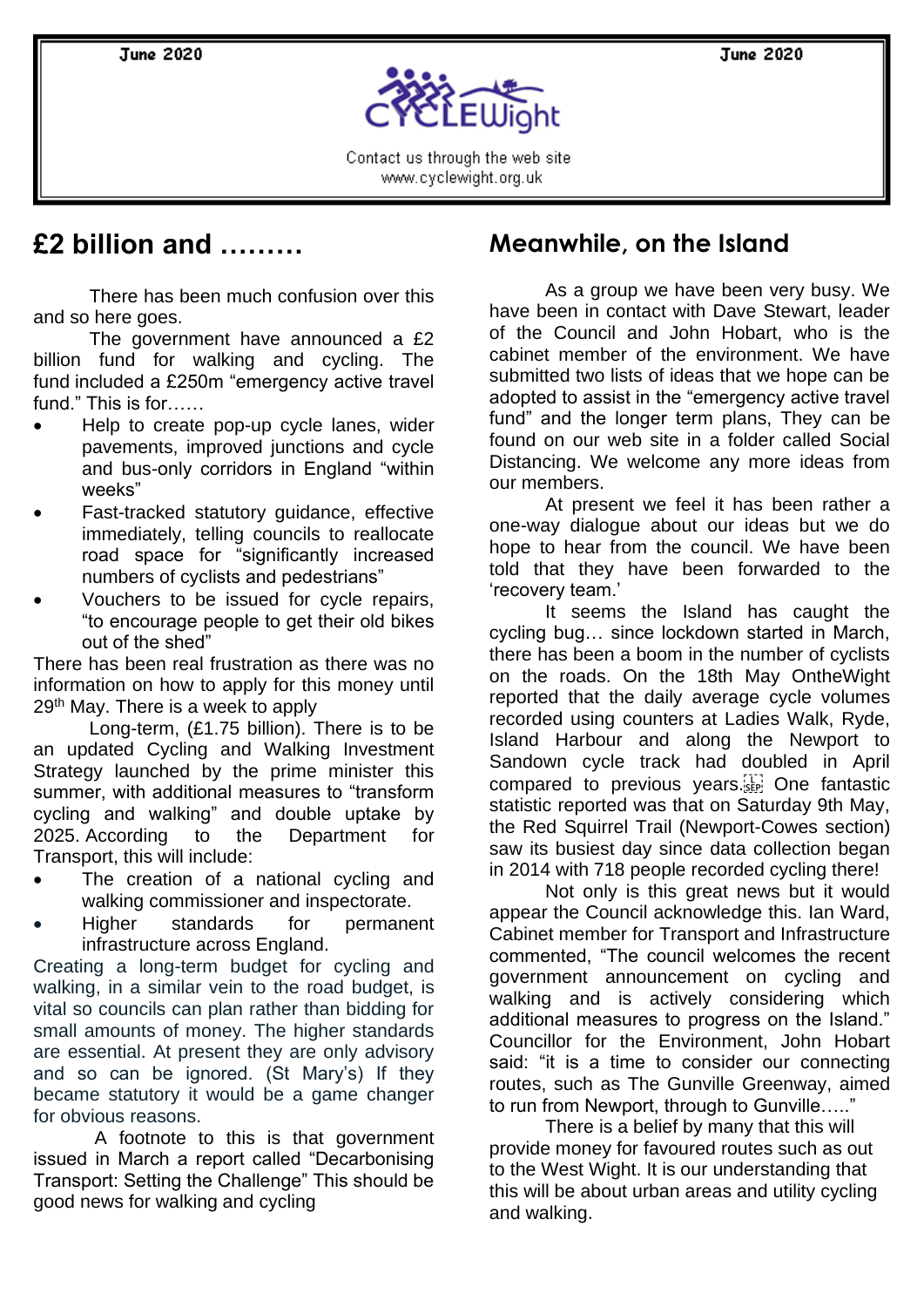June 2020 June 2020

CYCLEWight

Contact us through the web site
www.cyclewight.org.uk

## £2 billion and .........

There has been much confusion over this and so here goes.

The government have announced a £2 billion fund for walking and cycling. The fund included a £250m "emergency active travel fund." This is for……

- Help to create pop-up cycle lanes, wider pavements, improved junctions and cycle and bus-only corridors in England "within weeks"
- Fast-tracked statutory guidance, effective immediately, telling councils to reallocate road space for "significantly increased numbers of cyclists and pedestrians"
- Vouchers to be issued for cycle repairs, "to encourage people to get their old bikes out of the shed"

There has been real frustration as there was no information on how to apply for this money until 29th May. There is a week to apply

Long-term, (£1.75 billion). There is to be an updated Cycling and Walking Investment Strategy launched by the prime minister this summer, with additional measures to "transform cycling and walking" and double uptake by 2025. According to the Department for Transport, this will include:

- The creation of a national cycling and walking commissioner and inspectorate.
- Higher standards for permanent infrastructure across England.

Creating a long-term budget for cycling and walking, in a similar vein to the road budget, is vital so councils can plan rather than bidding for small amounts of money. The higher standards are essential. At present they are only advisory and so can be ignored. (St Mary's) If they became statutory it would be a game changer for obvious reasons.

A footnote to this is that government issued in March a report called "Decarbonising Transport: Setting the Challenge" This should be good news for walking and cycling

## Meanwhile, on the Island

As a group we have been very busy. We have been in contact with Dave Stewart, leader of the Council and John Hobart, who is the cabinet member of the environment. We have submitted two lists of ideas that we hope can be adopted to assist in the "emergency active travel fund" and the longer term plans, They can be found on our web site in a folder called Social Distancing. We welcome any more ideas from our members.

At present we feel it has been rather a one-way dialogue about our ideas but we do hope to hear from the council. We have been told that they have been forwarded to the 'recovery team.'

It seems the Island has caught the cycling bug… since lockdown started in March, there has been a boom in the number of cyclists on the roads. On the 18th May OntheWight reported that the daily average cycle volumes recorded using counters at Ladies Walk, Ryde, Island Harbour and along the Newport to Sandown cycle track had doubled in April compared to previous years. One fantastic statistic reported was that on Saturday 9th May, the Red Squirrel Trail (Newport-Cowes section) saw its busiest day since data collection began in 2014 with 718 people recorded cycling there!

Not only is this great news but it would appear the Council acknowledge this. Ian Ward, Cabinet member for Transport and Infrastructure commented, "The council welcomes the recent government announcement on cycling and walking and is actively considering which additional measures to progress on the Island." Councillor for the Environment, John Hobart said: "it is a time to consider our connecting routes, such as The Gunville Greenway, aimed to run from Newport, through to Gunville….."

There is a belief by many that this will provide money for favoured routes such as out to the West Wight. It is our understanding that this will be about urban areas and utility cycling and walking.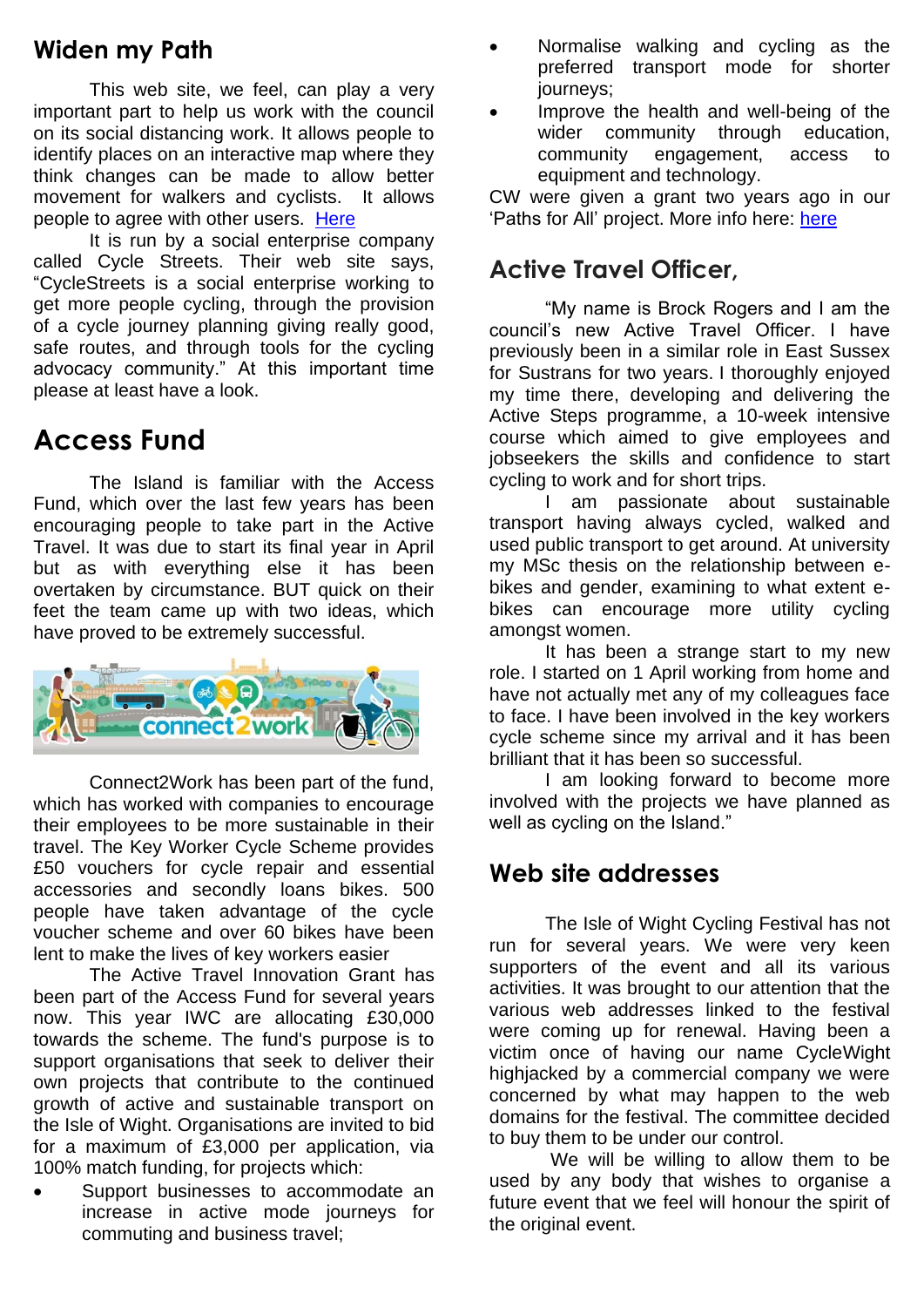## Widen my Path

This web site, we feel, can play a very important part to help us work with the council on its social distancing work. It allows people to identify places on an interactive map where they think changes can be made to allow better movement for walkers and cyclists. It allows people to agree with other users. Here

It is run by a social enterprise company called Cycle Streets. Their web site says, "CycleStreets is a social enterprise working to get more people cycling, through the provision of a cycle journey planning giving really good, safe routes, and through tools for the cycling advocacy community." At this important time please at least have a look.

## Access Fund

The Island is familiar with the Access Fund, which over the last few years has been encouraging people to take part in the Active Travel. It was due to start its final year in April but as with everything else it has been overtaken by circumstance. BUT quick on their feet the team came up with two ideas, which have proved to be extremely successful.

Connect2Work has been part of the fund, which has worked with companies to encourage their employees to be more sustainable in their travel. The Key Worker Cycle Scheme provides £50 vouchers for cycle repair and essential accessories and secondly loans bikes. 500 people have taken advantage of the cycle voucher scheme and over 60 bikes have been lent to make the lives of key workers easier

The Active Travel Innovation Grant has been part of the Access Fund for several years now. This year IWC are allocating £30,000 towards the scheme. The fund's purpose is to support organisations that seek to deliver their own projects that contribute to the continued growth of active and sustainable transport on the Isle of Wight. Organisations are invited to bid for a maximum of £3,000 per application, via 100% match funding, for projects which:

- Support businesses to accommodate an increase in active mode journeys for commuting and business travel;
- Normalise walking and cycling as the preferred transport mode for shorter journeys;
- Improve the health and well-being of the wider community through education, community engagement, access to equipment and technology.

CW were given a grant two years ago in our 'Paths for All' project. More info here: here

## Active Travel Officer,

"My name is Brock Rogers and I am the council's new Active Travel Officer. I have previously been in a similar role in East Sussex for Sustrans for two years. I thoroughly enjoyed my time there, developing and delivering the Active Steps programme, a 10-week intensive course which aimed to give employees and jobseekers the skills and confidence to start cycling to work and for short trips.

I am passionate about sustainable transport having always cycled, walked and used public transport to get around. At university my MSc thesis on the relationship between e-bikes and gender, examining to what extent e-bikes can encourage more utility cycling amongst women.

It has been a strange start to my new role. I started on 1 April working from home and have not actually met any of my colleagues face to face. I have been involved in the key workers cycle scheme since my arrival and it has been brilliant that it has been so successful.

I am looking forward to become more involved with the projects we have planned as well as cycling on the Island."

## Web site addresses

The Isle of Wight Cycling Festival has not run for several years. We were very keen supporters of the event and all its various activities. It was brought to our attention that the various web addresses linked to the festival were coming up for renewal. Having been a victim once of having our name CycleWight highjacked by a commercial company we were concerned by what may happen to the web domains for the festival. The committee decided to buy them to be under our control.

We will be willing to allow them to be used by any body that wishes to organise a future event that we feel will honour the spirit of the original event.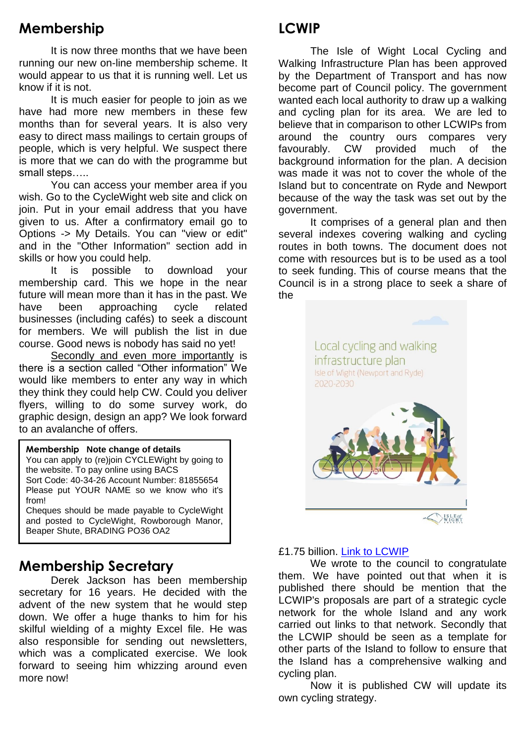## Membership

It is now three months that we have been running our new on-line membership scheme. It would appear to us that it is running well. Let us know if it is not.

It is much easier for people to join as we have had more new members in these few months than for several years. It is also very easy to direct mass mailings to certain groups of people, which is very helpful. We suspect there is more that we can do with the programme but small steps…..

You can access your member area if you wish. Go to the CycleWight web site and click on join. Put in your email address that you have given to us. After a confirmatory email go to Options -> My Details. You can "view or edit" and in the "Other Information" section add in skills or how you could help.

It is possible to download your membership card. This we hope in the near future will mean more than it has in the past. We have been approaching cycle related businesses (including cafés) to seek a discount for members. We will publish the list in due course. Good news is nobody has said no yet!

Secondly and even more importantly is there is a section called "Other information" We would like members to enter any way in which they think they could help CW. Could you deliver flyers, willing to do some survey work, do graphic design, design an app? We look forward to an avalanche of offers.

> **Membership Note change of details**
> You can apply to (re)join CYCLEWight by going to the website. To pay online using BACS
> Sort Code: 40-34-26 Account Number: 81855654
> Please put YOUR NAME so we know who it's from!
> Cheques should be made payable to CycleWight and posted to CycleWight, Rowborough Manor, Beaper Shute, BRADING PO36 OA2

## Membership Secretary

Derek Jackson has been membership secretary for 16 years. He decided with the advent of the new system that he would step down. We offer a huge thanks to him for his skilful wielding of a mighty Excel file. He was also responsible for sending out newsletters, which was a complicated exercise. We look forward to seeing him whizzing around even more now!

## LCWIP

The Isle of Wight Local Cycling and Walking Infrastructure Plan has been approved by the Department of Transport and has now become part of Council policy. The government wanted each local authority to draw up a walking and cycling plan for its area. We are led to believe that in comparison to other LCWIPs from around the country ours compares very favourably. CW provided much of the background information for the plan. A decision was made it was not to cover the whole of the Island but to concentrate on Ryde and Newport because of the way the task was set out by the government.

It comprises of a general plan and then several indexes covering walking and cycling routes in both towns. The document does not come with resources but is to be used as a tool to seek funding. This of course means that the Council is in a strong place to seek a share of the £1.75 billion. Link to LCWIP

We wrote to the council to congratulate them. We have pointed out that when it is published there should be mention that the LCWIP's proposals are part of a strategic cycle network for the whole Island and any work carried out links to that network. Secondly that the LCWIP should be seen as a template for other parts of the Island to follow to ensure that the Island has a comprehensive walking and cycling plan.

Now it is published CW will update its own cycling strategy.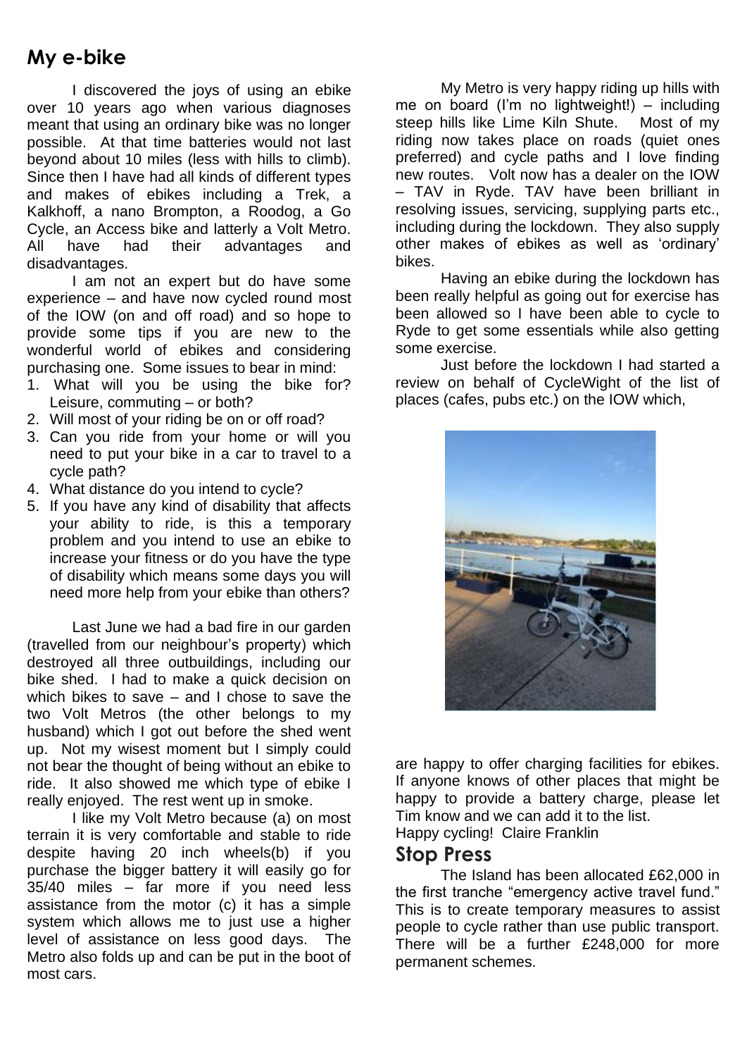## My e-bike

I discovered the joys of using an ebike over 10 years ago when various diagnoses meant that using an ordinary bike was no longer possible. At that time batteries would not last beyond about 10 miles (less with hills to climb). Since then I have had all kinds of different types and makes of ebikes including a Trek, a Kalkhoff, a nano Brompton, a Roodog, a Go Cycle, an Access bike and latterly a Volt Metro. All have had their advantages and disadvantages.

I am not an expert but do have some experience – and have now cycled round most of the IOW (on and off road) and so hope to provide some tips if you are new to the wonderful world of ebikes and considering purchasing one. Some issues to bear in mind:

1. What will you be using the bike for? Leisure, commuting – or both?
2. Will most of your riding be on or off road?
3. Can you ride from your home or will you need to put your bike in a car to travel to a cycle path?
4. What distance do you intend to cycle?
5. If you have any kind of disability that affects your ability to ride, is this a temporary problem and you intend to use an ebike to increase your fitness or do you have the type of disability which means some days you will need more help from your ebike than others?

Last June we had a bad fire in our garden (travelled from our neighbour's property) which destroyed all three outbuildings, including our bike shed. I had to make a quick decision on which bikes to save – and I chose to save the two Volt Metros (the other belongs to my husband) which I got out before the shed went up. Not my wisest moment but I simply could not bear the thought of being without an ebike to ride. It also showed me which type of ebike I really enjoyed. The rest went up in smoke.

I like my Volt Metro because (a) on most terrain it is very comfortable and stable to ride despite having 20 inch wheels(b) if you purchase the bigger battery it will easily go for 35/40 miles – far more if you need less assistance from the motor (c) it has a simple system which allows me to just use a higher level of assistance on less good days. The Metro also folds up and can be put in the boot of most cars.

My Metro is very happy riding up hills with me on board (I'm no lightweight!) – including steep hills like Lime Kiln Shute. Most of my riding now takes place on roads (quiet ones preferred) and cycle paths and I love finding new routes. Volt now has a dealer on the IOW – TAV in Ryde. TAV have been brilliant in resolving issues, servicing, supplying parts etc., including during the lockdown. They also supply other makes of ebikes as well as 'ordinary' bikes.

Having an ebike during the lockdown has been really helpful as going out for exercise has been allowed so I have been able to cycle to Ryde to get some essentials while also getting some exercise.

Just before the lockdown I had started a review on behalf of CycleWight of the list of places (cafes, pubs etc.) on the IOW which, are happy to offer charging facilities for ebikes. If anyone knows of other places that might be happy to provide a battery charge, please let Tim know and we can add it to the list.

Happy cycling! Claire Franklin

## Stop Press

The Island has been allocated £62,000 in the first tranche "emergency active travel fund." This is to create temporary measures to assist people to cycle rather than use public transport. There will be a further £248,000 for more permanent schemes.